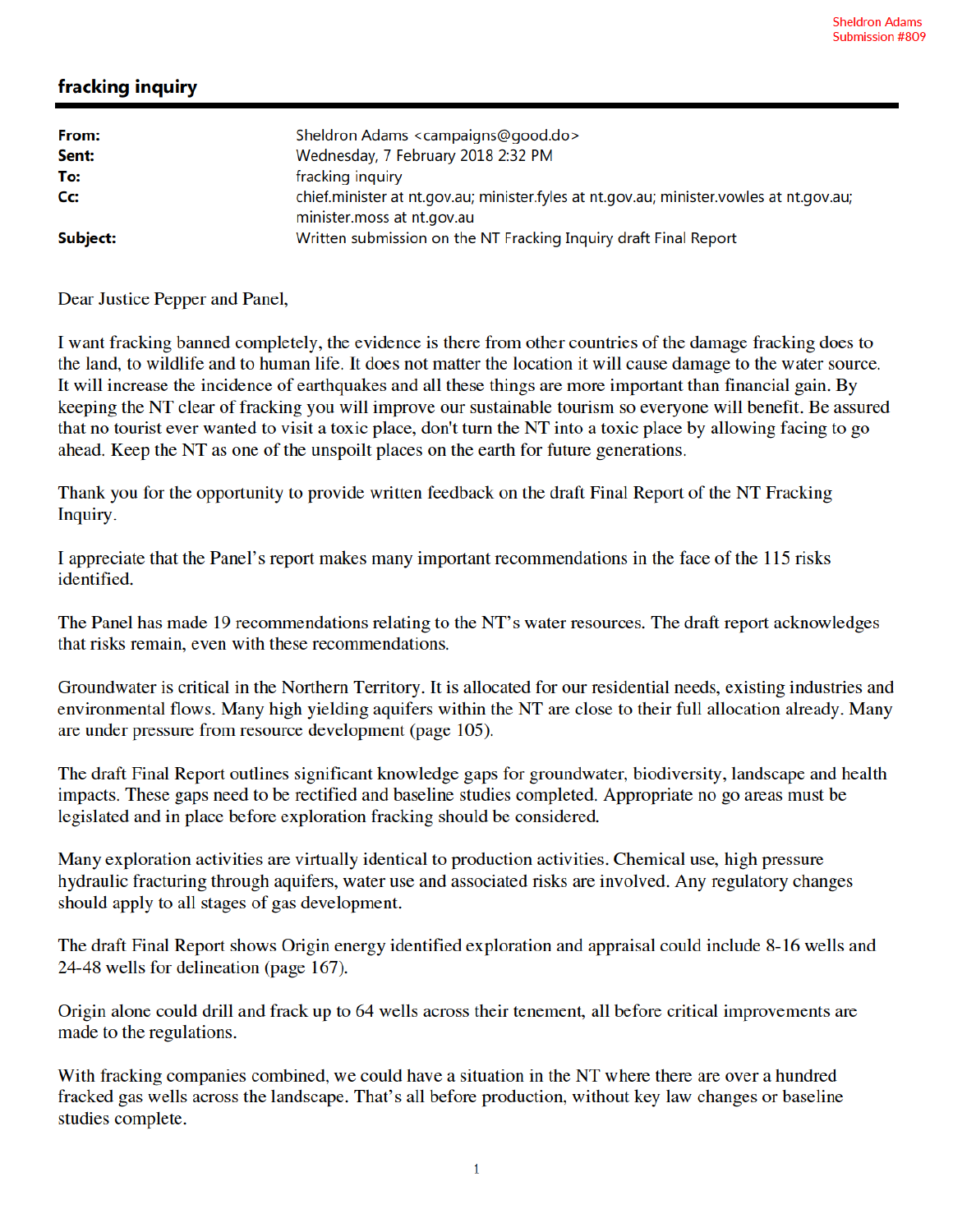Sheldron Adams
Submission #809

# fracking inquiry

| | |
|---|---|
| **From:** | Sheldron Adams <campaigns@good.do> |
| **Sent:** | Wednesday, 7 February 2018 2:32 PM |
| **To:** | fracking inquiry |
| **Cc:** | chief.minister at nt.gov.au; minister.fyles at nt.gov.au; minister.vowles at nt.gov.au; minister.moss at nt.gov.au |
| **Subject:** | Written submission on the NT Fracking Inquiry draft Final Report |

Dear Justice Pepper and Panel,

I want fracking banned completely, the evidence is there from other countries of the damage fracking does to the land, to wildlife and to human life. It does not matter the location it will cause damage to the water source. It will increase the incidence of earthquakes and all these things are more important than financial gain. By keeping the NT clear of fracking you will improve our sustainable tourism so everyone will benefit. Be assured that no tourist ever wanted to visit a toxic place, don't turn the NT into a toxic place by allowing facing to go ahead. Keep the NT as one of the unspoilt places on the earth for future generations.

Thank you for the opportunity to provide written feedback on the draft Final Report of the NT Fracking Inquiry.

I appreciate that the Panel's report makes many important recommendations in the face of the 115 risks identified.

The Panel has made 19 recommendations relating to the NT's water resources. The draft report acknowledges that risks remain, even with these recommendations.

Groundwater is critical in the Northern Territory. It is allocated for our residential needs, existing industries and environmental flows. Many high yielding aquifers within the NT are close to their full allocation already. Many are under pressure from resource development (page 105).

The draft Final Report outlines significant knowledge gaps for groundwater, biodiversity, landscape and health impacts. These gaps need to be rectified and baseline studies completed. Appropriate no go areas must be legislated and in place before exploration fracking should be considered.

Many exploration activities are virtually identical to production activities. Chemical use, high pressure hydraulic fracturing through aquifers, water use and associated risks are involved. Any regulatory changes should apply to all stages of gas development.

The draft Final Report shows Origin energy identified exploration and appraisal could include 8-16 wells and 24-48 wells for delineation (page 167).

Origin alone could drill and frack up to 64 wells across their tenement, all before critical improvements are made to the regulations.

With fracking companies combined, we could have a situation in the NT where there are over a hundred fracked gas wells across the landscape. That's all before production, without key law changes or baseline studies complete.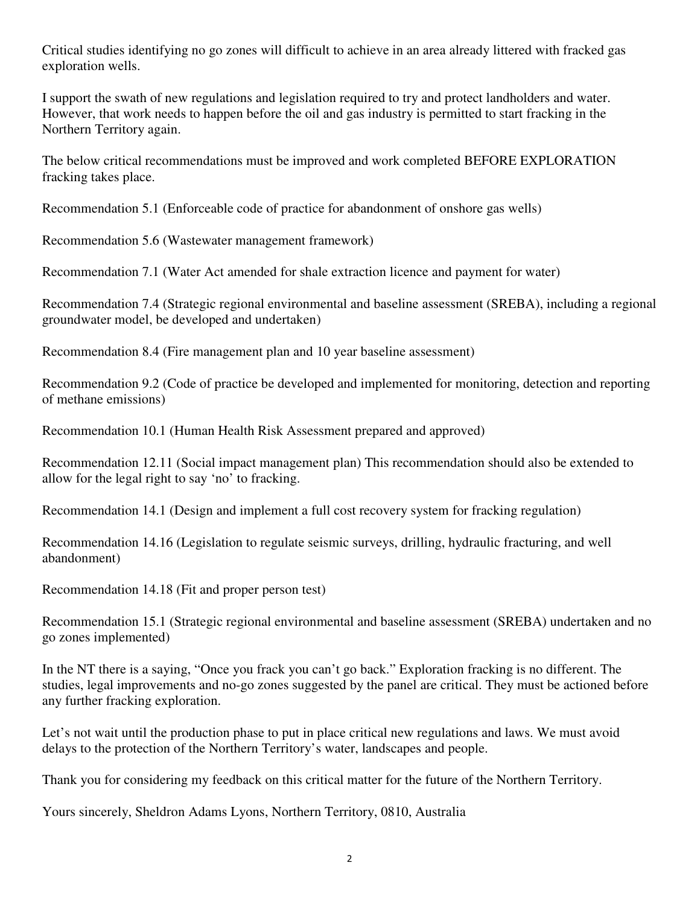Critical studies identifying no go zones will difficult to achieve in an area already littered with fracked gas exploration wells.

I support the swath of new regulations and legislation required to try and protect landholders and water. However, that work needs to happen before the oil and gas industry is permitted to start fracking in the Northern Territory again.

The below critical recommendations must be improved and work completed BEFORE EXPLORATION fracking takes place.

Recommendation 5.1 (Enforceable code of practice for abandonment of onshore gas wells)

Recommendation 5.6 (Wastewater management framework)

Recommendation 7.1 (Water Act amended for shale extraction licence and payment for water)

Recommendation 7.4 (Strategic regional environmental and baseline assessment (SREBA), including a regional groundwater model, be developed and undertaken)

Recommendation 8.4 (Fire management plan and 10 year baseline assessment)

Recommendation 9.2 (Code of practice be developed and implemented for monitoring, detection and reporting of methane emissions)

Recommendation 10.1 (Human Health Risk Assessment prepared and approved)

Recommendation 12.11 (Social impact management plan) This recommendation should also be extended to allow for the legal right to say 'no' to fracking.

Recommendation 14.1 (Design and implement a full cost recovery system for fracking regulation)

Recommendation 14.16 (Legislation to regulate seismic surveys, drilling, hydraulic fracturing, and well abandonment)

Recommendation 14.18 (Fit and proper person test)

Recommendation 15.1 (Strategic regional environmental and baseline assessment (SREBA) undertaken and no go zones implemented)

In the NT there is a saying, "Once you frack you can't go back." Exploration fracking is no different. The studies, legal improvements and no-go zones suggested by the panel are critical. They must be actioned before any further fracking exploration.

Let's not wait until the production phase to put in place critical new regulations and laws. We must avoid delays to the protection of the Northern Territory's water, landscapes and people.

Thank you for considering my feedback on this critical matter for the future of the Northern Territory.

Yours sincerely, Sheldron Adams Lyons, Northern Territory, 0810, Australia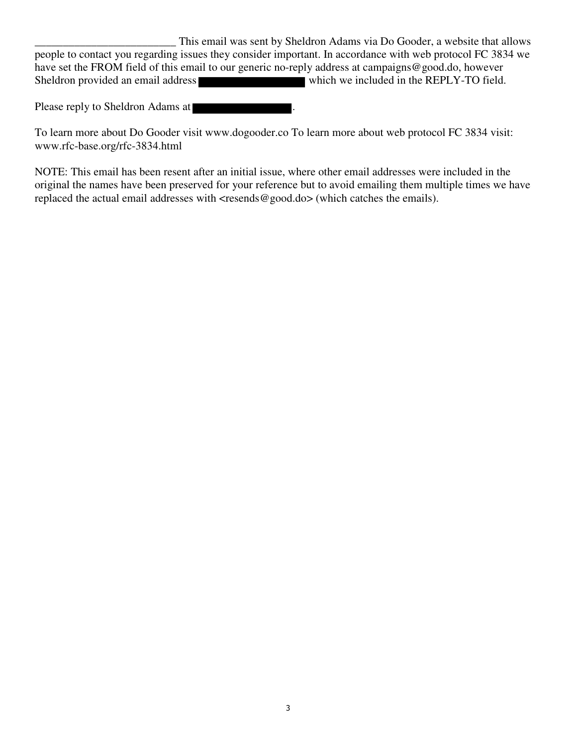________________________ This email was sent by Sheldron Adams via Do Gooder, a website that allows people to contact you regarding issues they consider important. In accordance with web protocol FC 3834 we have set the FROM field of this email to our generic no-reply address at campaigns@good.do, however Sheldron provided an email address ██████████████ which we included in the REPLY-TO field.

Please reply to Sheldron Adams at ████████████.

To learn more about Do Gooder visit www.dogooder.co To learn more about web protocol FC 3834 visit: www.rfc-base.org/rfc-3834.html

NOTE: This email has been resent after an initial issue, where other email addresses were included in the original the names have been preserved for your reference but to avoid emailing them multiple times we have replaced the actual email addresses with <resends@good.do> (which catches the emails).